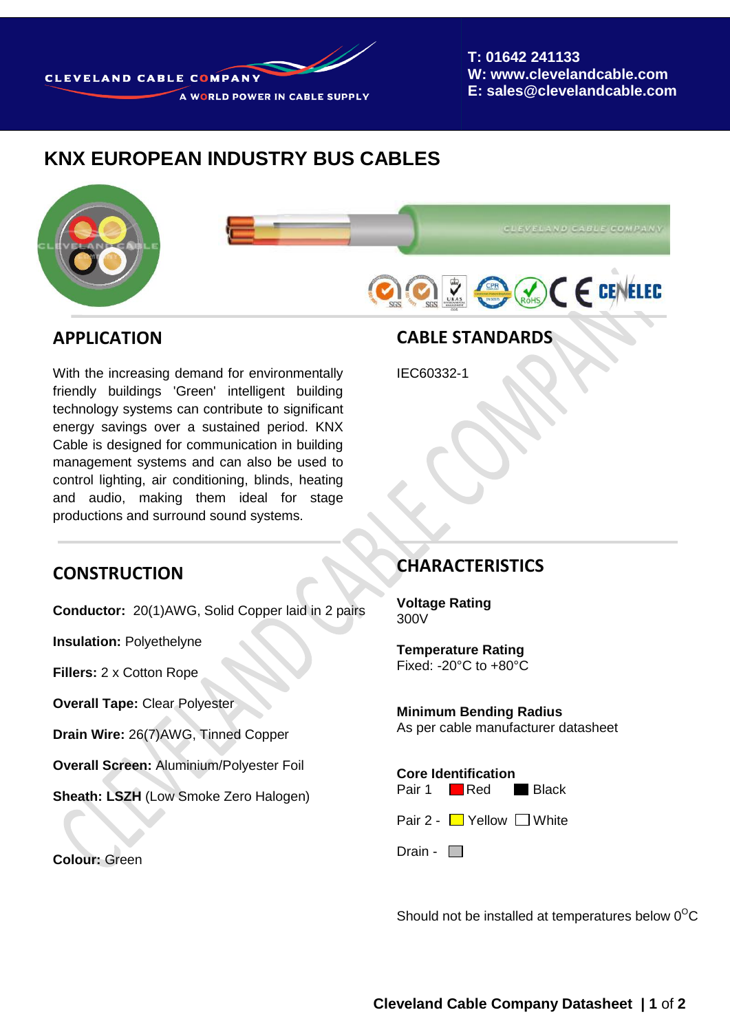CLEVELAND CABLE COMPANY
A WORLD POWER IN CABLE SUPPLY

**T: 01642 241133**
**W: www.clevelandcable.com**
**E: sales@clevelandcable.com**

# KNX EUROPEAN INDUSTRY BUS CABLES

## APPLICATION

With the increasing demand for environmentally friendly buildings 'Green' intelligent building technology systems can contribute to significant energy savings over a sustained period. KNX Cable is designed for communication in building management systems and can also be used to control lighting, air conditioning, blinds, heating and audio, making them ideal for stage productions and surround sound systems.

## CABLE STANDARDS

IEC60332-1

## CONSTRUCTION

**Conductor:** 20(1)AWG, Solid Copper laid in 2 pairs

**Insulation:** Polyethelyne

**Fillers:** 2 x Cotton Rope

**Overall Tape:** Clear Polyester

**Drain Wire:** 26(7)AWG, Tinned Copper

**Overall Screen:** Aluminium/Polyester Foil

**Sheath: LSZH** (Low Smoke Zero Halogen)

**Colour:** Green

## CHARACTERISTICS

**Voltage Rating**
300V

**Temperature Rating**
Fixed: -20°C to +80°C

**Minimum Bending Radius**
As per cable manufacturer datasheet

**Core Identification**
Pair 1 Red Black

Pair 2 - Yellow White

Drain -

Should not be installed at temperatures below 0°C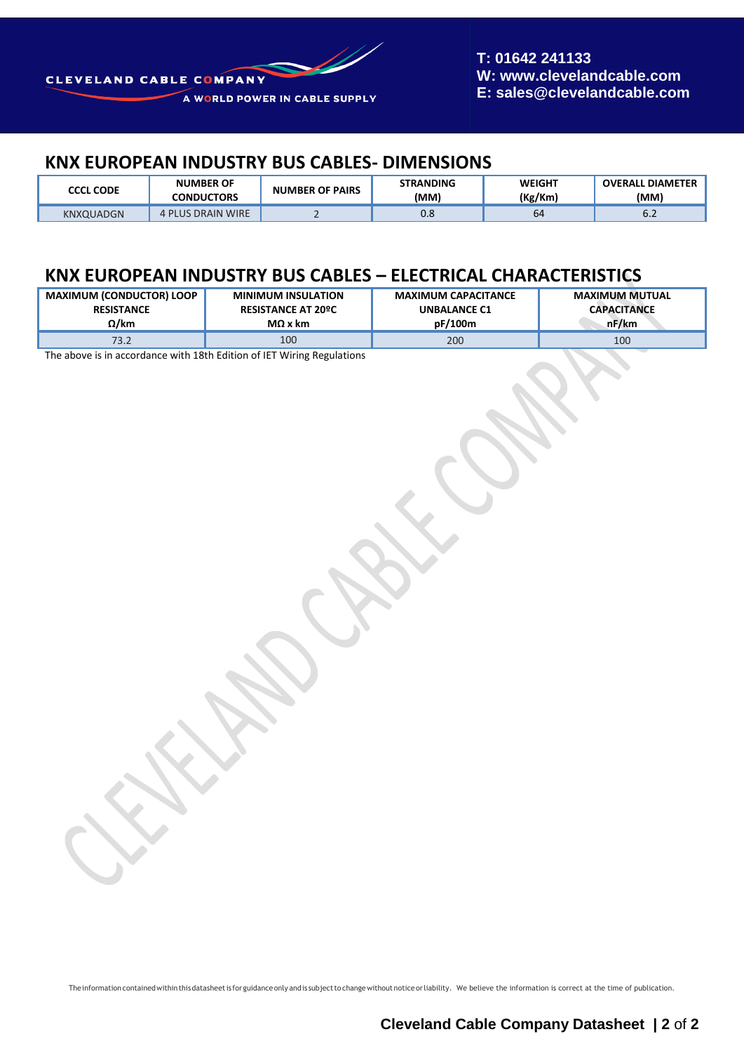## KNX EUROPEAN INDUSTRY BUS CABLES- DIMENSIONS

| CCCL CODE | NUMBER OF CONDUCTORS | NUMBER OF PAIRS | STRANDING (MM) | WEIGHT (Kg/Km) | OVERALL DIAMETER (MM) |
|---|---|---|---|---|---|
| KNXQUADGN | 4 PLUS DRAIN WIRE | 2 | 0.8 | 64 | 6.2 |

## KNX EUROPEAN INDUSTRY BUS CABLES – ELECTRICAL CHARACTERISTICS

| MAXIMUM (CONDUCTOR) LOOP RESISTANCE Ω/km | MINIMUM INSULATION RESISTANCE AT 20ºC MΩ x km | MAXIMUM CAPACITANCE UNBALANCE C1 pF/100m | MAXIMUM MUTUAL CAPACITANCE nF/km |
|---|---|---|---|
| 73.2 | 100 | 200 | 100 |

The above is in accordance with 18th Edition of IET Wiring Regulations

The information contained within this datasheet is for guidance only and is subject to change without notice or liability. We believe the information is correct at the time of publication.